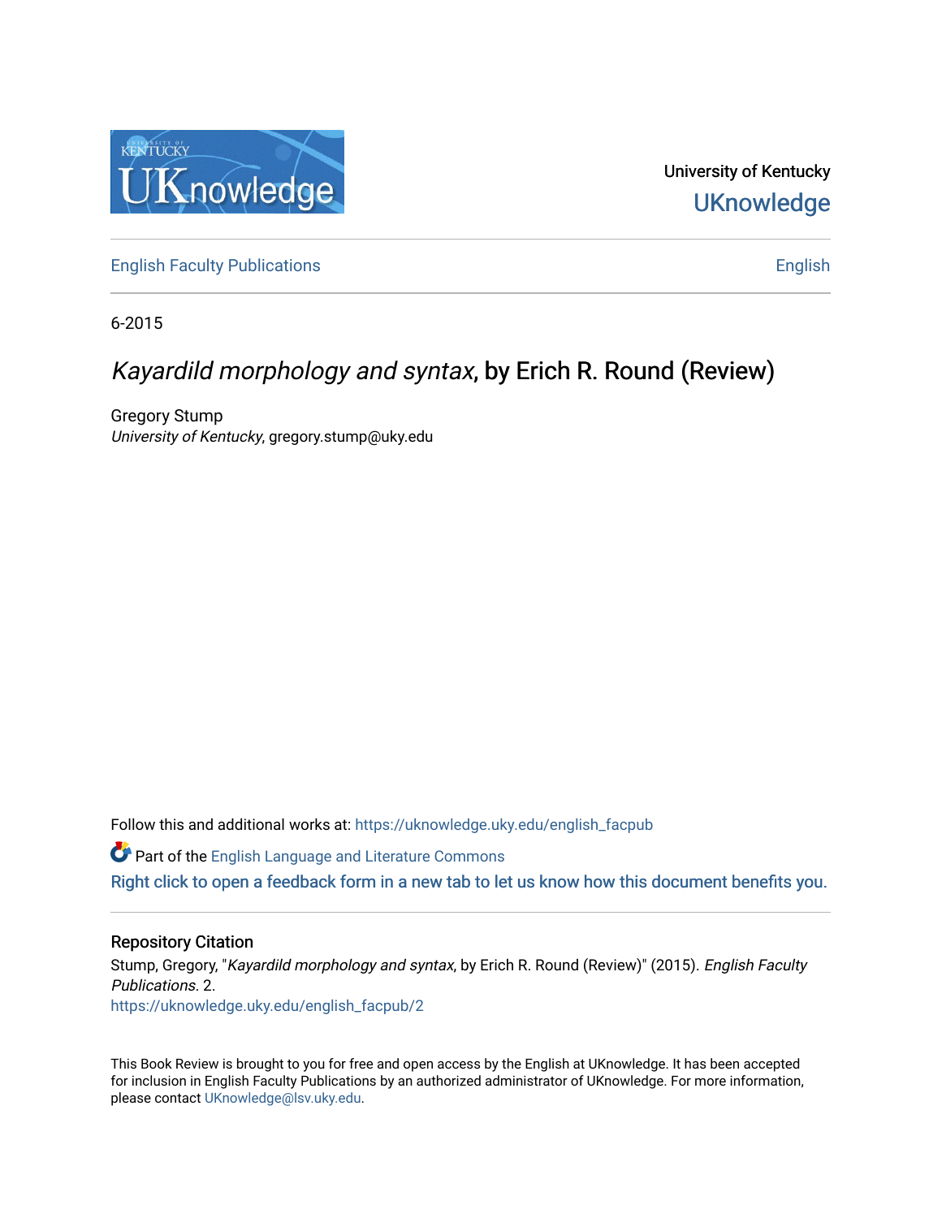University of Kentucky

UKnowledge

English Faculty Publications

English

6-2015

# *Kayardild morphology and syntax*, by Erich R. Round (Review)

Gregory Stump
*University of Kentucky*, gregory.stump@uky.edu

Follow this and additional works at: https://uknowledge.uky.edu/english_facpub

Part of the English Language and Literature Commons

Right click to open a feedback form in a new tab to let us know how this document benefits you.

## Repository Citation

Stump, Gregory, "*Kayardild morphology and syntax*, by Erich R. Round (Review)" (2015). *English Faculty Publications*. 2.
https://uknowledge.uky.edu/english_facpub/2

This Book Review is brought to you for free and open access by the English at UKnowledge. It has been accepted for inclusion in English Faculty Publications by an authorized administrator of UKnowledge. For more information, please contact UKnowledge@lsv.uky.edu.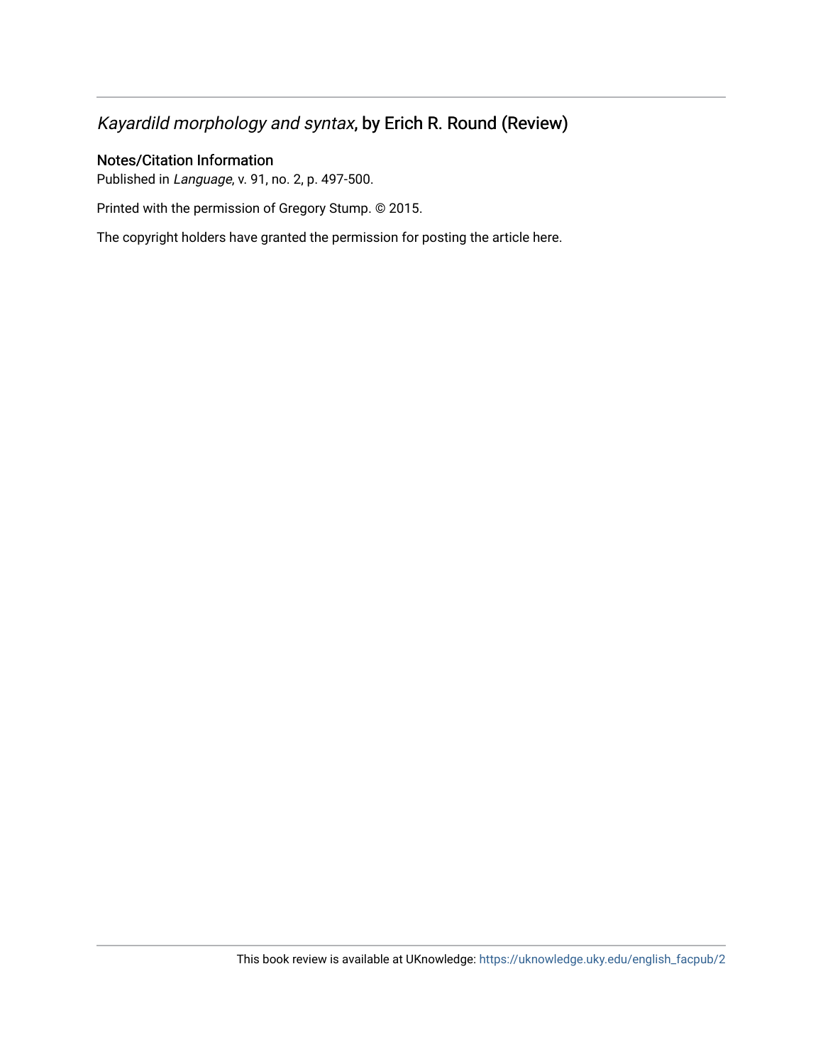## *Kayardild morphology and syntax*, by Erich R. Round (Review)

### Notes/Citation Information

Published in *Language*, v. 91, no. 2, p. 497-500.

Printed with the permission of Gregory Stump. © 2015.

The copyright holders have granted the permission for posting the article here.

This book review is available at UKnowledge: https://uknowledge.uky.edu/english_facpub/2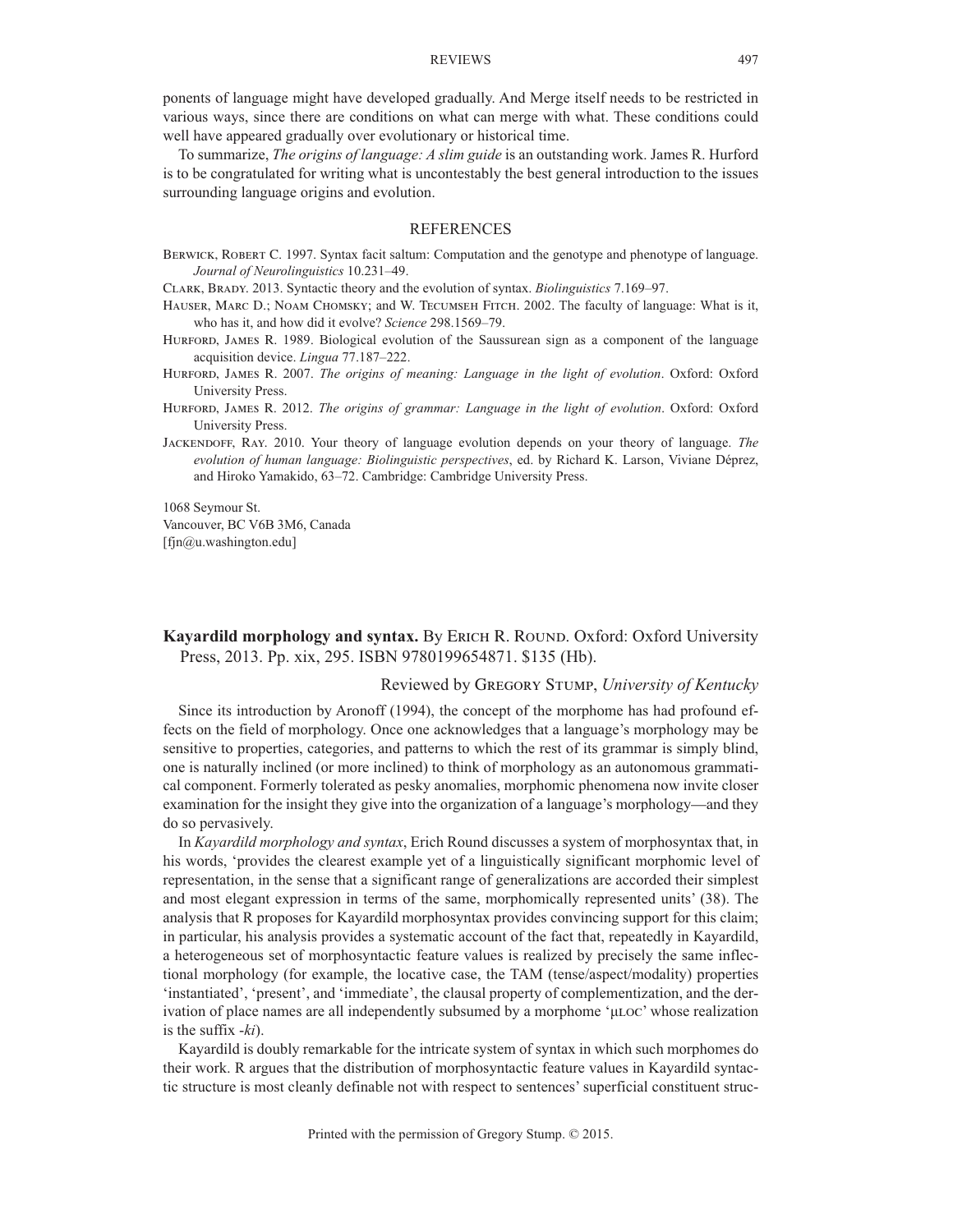ponents of language might have developed gradually. And Merge itself needs to be restricted in various ways, since there are conditions on what can merge with what. These conditions could well have appeared gradually over evolutionary or historical time.

To summarize, *The origins of language: A slim guide* is an outstanding work. James R. Hurford is to be congratulated for writing what is uncontestably the best general introduction to the issues surrounding language origins and evolution.

## REFERENCES

Berwick, Robert C. 1997. Syntax facit saltum: Computation and the genotype and phenotype of language. *Journal of Neurolinguistics* 10.231–49.

Clark, Brady. 2013. Syntactic theory and the evolution of syntax. *Biolinguistics* 7.169–97.

Hauser, Marc D.; Noam Chomsky; and W. Tecumseh Fitch. 2002. The faculty of language: What is it, who has it, and how did it evolve? *Science* 298.1569–79.

Hurford, James R. 1989. Biological evolution of the Saussurean sign as a component of the language acquisition device. *Lingua* 77.187–222.

Hurford, James R. 2007. *The origins of meaning: Language in the light of evolution*. Oxford: Oxford University Press.

Hurford, James R. 2012. *The origins of grammar: Language in the light of evolution*. Oxford: Oxford University Press.

Jackendoff, Ray. 2010. Your theory of language evolution depends on your theory of language. *The evolution of human language: Biolinguistic perspectives*, ed. by Richard K. Larson, Viviane Déprez, and Hiroko Yamakido, 63–72. Cambridge: Cambridge University Press.

1068 Seymour St.
Vancouver, BC V6B 3M6, Canada
[fjn@u.washington.edu]

**Kayardild morphology and syntax.** By Erich R. Round. Oxford: Oxford University Press, 2013. Pp. xix, 295. ISBN 9780199654871. $135 (Hb).

Reviewed by Gregory Stump, *University of Kentucky*

Since its introduction by Aronoff (1994), the concept of the morphome has had profound effects on the field of morphology. Once one acknowledges that a language's morphology may be sensitive to properties, categories, and patterns to which the rest of its grammar is simply blind, one is naturally inclined (or more inclined) to think of morphology as an autonomous grammatical component. Formerly tolerated as pesky anomalies, morphomic phenomena now invite closer examination for the insight they give into the organization of a language's morphology—and they do so pervasively.

In *Kayardild morphology and syntax*, Erich Round discusses a system of morphosyntax that, in his words, 'provides the clearest example yet of a linguistically significant morphomic level of representation, in the sense that a significant range of generalizations are accorded their simplest and most elegant expression in terms of the same, morphomically represented units' (38). The analysis that R proposes for Kayardild morphosyntax provides convincing support for this claim; in particular, his analysis provides a systematic account of the fact that, repeatedly in Kayardild, a heterogeneous set of morphosyntactic feature values is realized by precisely the same inflectional morphology (for example, the locative case, the TAM (tense/aspect/modality) properties 'instantiated', 'present', and 'immediate', the clausal property of complementization, and the derivation of place names are all independently subsumed by a morphome 'μloc' whose realization is the suffix *-ki*).

Kayardild is doubly remarkable for the intricate system of syntax in which such morphomes do their work. R argues that the distribution of morphosyntactic feature values in Kayardild syntactic structure is most cleanly definable not with respect to sentences' superficial constituent struc-

Printed with the permission of Gregory Stump. © 2015.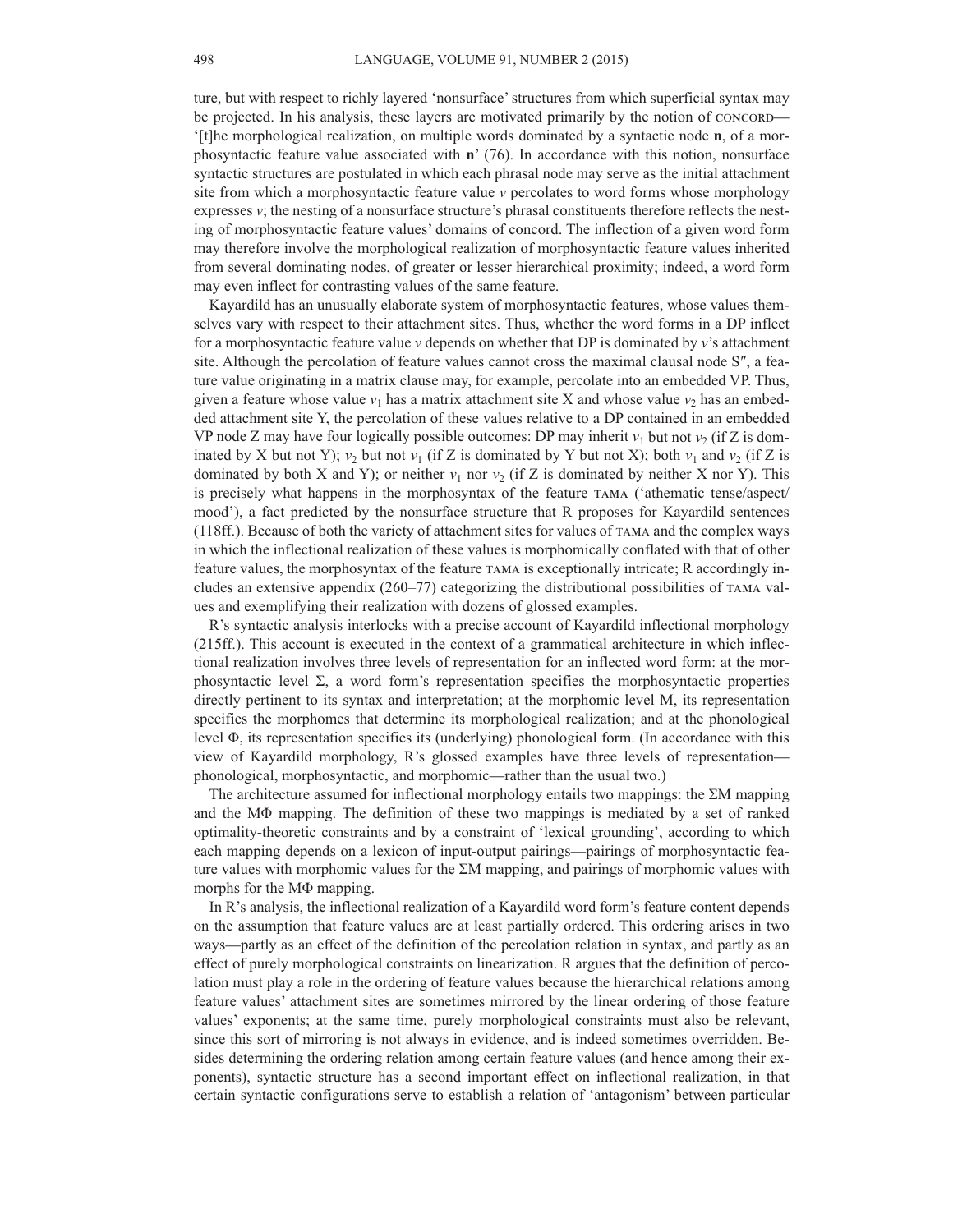ture, but with respect to richly layered 'nonsurface' structures from which superficial syntax may be projected. In his analysis, these layers are motivated primarily by the notion of CONCORD—'[t]he morphological realization, on multiple words dominated by a syntactic node **n**, of a morphosyntactic feature value associated with **n**' (76). In accordance with this notion, nonsurface syntactic structures are postulated in which each phrasal node may serve as the initial attachment site from which a morphosyntactic feature value $v$ percolates to word forms whose morphology expresses $v$; the nesting of a nonsurface structure's phrasal constituents therefore reflects the nesting of morphosyntactic feature values' domains of concord. The inflection of a given word form may therefore involve the morphological realization of morphosyntactic feature values inherited from several dominating nodes, of greater or lesser hierarchical proximity; indeed, a word form may even inflect for contrasting values of the same feature.

Kayardild has an unusually elaborate system of morphosyntactic features, whose values themselves vary with respect to their attachment sites. Thus, whether the word forms in a DP inflect for a morphosyntactic feature value $v$ depends on whether that DP is dominated by $v$'s attachment site. Although the percolation of feature values cannot cross the maximal clausal node S″, a feature value originating in a matrix clause may, for example, percolate into an embedded VP. Thus, given a feature whose value $v_1$ has a matrix attachment site X and whose value $v_2$ has an embedded attachment site Y, the percolation of these values relative to a DP contained in an embedded VP node Z may have four logically possible outcomes: DP may inherit $v_1$ but not $v_2$ (if Z is dominated by X but not Y); $v_2$ but not $v_1$ (if Z is dominated by Y but not X); both $v_1$ and $v_2$ (if Z is dominated by both X and Y); or neither $v_1$ nor $v_2$ (if Z is dominated by neither X nor Y). This is precisely what happens in the morphosyntax of the feature TAMA ('athematic tense/aspect/mood'), a fact predicted by the nonsurface structure that R proposes for Kayardild sentences (118ff.). Because of both the variety of attachment sites for values of TAMA and the complex ways in which the inflectional realization of these values is morphomically conflated with that of other feature values, the morphosyntax of the feature TAMA is exceptionally intricate; R accordingly includes an extensive appendix (260–77) categorizing the distributional possibilities of TAMA values and exemplifying their realization with dozens of glossed examples.

R's syntactic analysis interlocks with a precise account of Kayardild inflectional morphology (215ff.). This account is executed in the context of a grammatical architecture in which inflectional realization involves three levels of representation for an inflected word form: at the morphosyntactic level Σ, a word form's representation specifies the morphosyntactic properties directly pertinent to its syntax and interpretation; at the morphomic level M, its representation specifies the morphomes that determine its morphological realization; and at the phonological level Φ, its representation specifies its (underlying) phonological form. (In accordance with this view of Kayardild morphology, R's glossed examples have three levels of representation—phonological, morphosyntactic, and morphomic—rather than the usual two.)

The architecture assumed for inflectional morphology entails two mappings: the ΣM mapping and the MΦ mapping. The definition of these two mappings is mediated by a set of ranked optimality-theoretic constraints and by a constraint of 'lexical grounding', according to which each mapping depends on a lexicon of input-output pairings—pairings of morphosyntactic feature values with morphomic values for the ΣM mapping, and pairings of morphomic values with morphs for the MΦ mapping.

In R's analysis, the inflectional realization of a Kayardild word form's feature content depends on the assumption that feature values are at least partially ordered. This ordering arises in two ways—partly as an effect of the definition of the percolation relation in syntax, and partly as an effect of purely morphological constraints on linearization. R argues that the definition of percolation must play a role in the ordering of feature values because the hierarchical relations among feature values' attachment sites are sometimes mirrored by the linear ordering of those feature values' exponents; at the same time, purely morphological constraints must also be relevant, since this sort of mirroring is not always in evidence, and is indeed sometimes overridden. Besides determining the ordering relation among certain feature values (and hence among their exponents), syntactic structure has a second important effect on inflectional realization, in that certain syntactic configurations serve to establish a relation of 'antagonism' between particular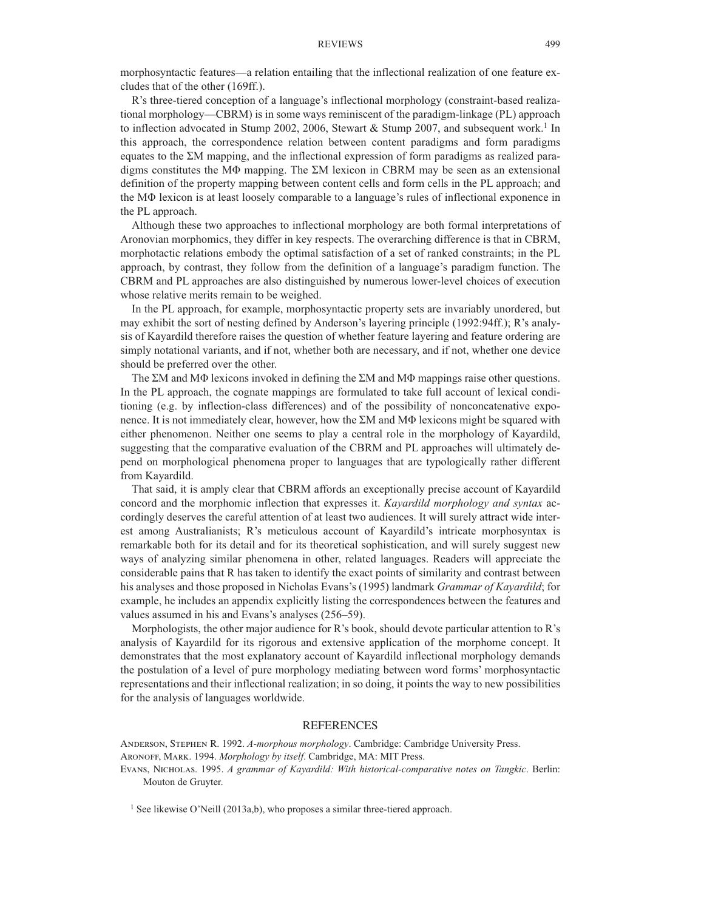morphosyntactic features—a relation entailing that the inflectional realization of one feature excludes that of the other (169ff.).

R's three-tiered conception of a language's inflectional morphology (constraint-based realizational morphology—CBRM) is in some ways reminiscent of the paradigm-linkage (PL) approach to inflection advocated in Stump 2002, 2006, Stewart & Stump 2007, and subsequent work.[1] In this approach, the correspondence relation between content paradigms and form paradigms equates to the ΣM mapping, and the inflectional expression of form paradigms as realized paradigms constitutes the MΦ mapping. The ΣM lexicon in CBRM may be seen as an extensional definition of the property mapping between content cells and form cells in the PL approach; and the MΦ lexicon is at least loosely comparable to a language's rules of inflectional exponence in the PL approach.

Although these two approaches to inflectional morphology are both formal interpretations of Aronovian morphomics, they differ in key respects. The overarching difference is that in CBRM, morphotactic relations embody the optimal satisfaction of a set of ranked constraints; in the PL approach, by contrast, they follow from the definition of a language's paradigm function. The CBRM and PL approaches are also distinguished by numerous lower-level choices of execution whose relative merits remain to be weighed.

In the PL approach, for example, morphosyntactic property sets are invariably unordered, but may exhibit the sort of nesting defined by Anderson's layering principle (1992:94ff.); R's analysis of Kayardild therefore raises the question of whether feature layering and feature ordering are simply notational variants, and if not, whether both are necessary, and if not, whether one device should be preferred over the other.

The ΣM and MΦ lexicons invoked in defining the ΣM and MΦ mappings raise other questions. In the PL approach, the cognate mappings are formulated to take full account of lexical conditioning (e.g. by inflection-class differences) and of the possibility of nonconcatenative exponence. It is not immediately clear, however, how the ΣM and MΦ lexicons might be squared with either phenomenon. Neither one seems to play a central role in the morphology of Kayardild, suggesting that the comparative evaluation of the CBRM and PL approaches will ultimately depend on morphological phenomena proper to languages that are typologically rather different from Kayardild.

That said, it is amply clear that CBRM affords an exceptionally precise account of Kayardild concord and the morphomic inflection that expresses it. *Kayardild morphology and syntax* accordingly deserves the careful attention of at least two audiences. It will surely attract wide interest among Australianists; R's meticulous account of Kayardild's intricate morphosyntax is remarkable both for its detail and for its theoretical sophistication, and will surely suggest new ways of analyzing similar phenomena in other, related languages. Readers will appreciate the considerable pains that R has taken to identify the exact points of similarity and contrast between his analyses and those proposed in Nicholas Evans's (1995) landmark *Grammar of Kayardild*; for example, he includes an appendix explicitly listing the correspondences between the features and values assumed in his and Evans's analyses (256–59).

Morphologists, the other major audience for R's book, should devote particular attention to R's analysis of Kayardild for its rigorous and extensive application of the morphome concept. It demonstrates that the most explanatory account of Kayardild inflectional morphology demands the postulation of a level of pure morphology mediating between word forms' morphosyntactic representations and their inflectional realization; in so doing, it points the way to new possibilities for the analysis of languages worldwide.

## REFERENCES

Anderson, Stephen R. 1992. *A-morphous morphology*. Cambridge: Cambridge University Press.

Aronoff, Mark. 1994. *Morphology by itself*. Cambridge, MA: MIT Press.

Evans, Nicholas. 1995. *A grammar of Kayardild: With historical-comparative notes on Tangkic*. Berlin: Mouton de Gruyter.

[1] See likewise O'Neill (2013a,b), who proposes a similar three-tiered approach.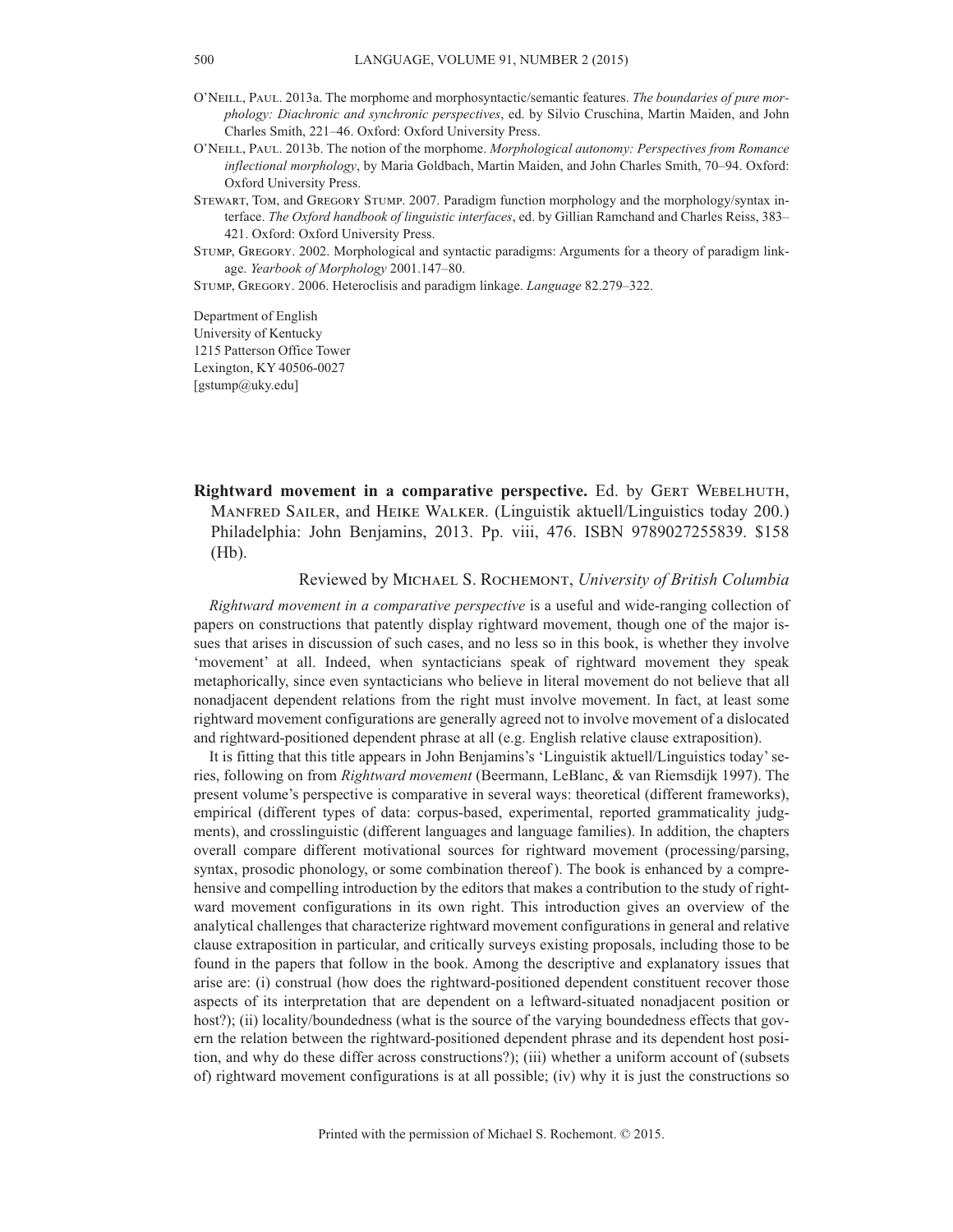O'Neill, Paul. 2013a. The morphome and morphosyntactic/semantic features. *The boundaries of pure morphology: Diachronic and synchronic perspectives*, ed. by Silvio Cruschina, Martin Maiden, and John Charles Smith, 221–46. Oxford: Oxford University Press.

O'Neill, Paul. 2013b. The notion of the morphome. *Morphological autonomy: Perspectives from Romance inflectional morphology*, by Maria Goldbach, Martin Maiden, and John Charles Smith, 70–94. Oxford: Oxford University Press.

Stewart, Tom, and Gregory Stump. 2007. Paradigm function morphology and the morphology/syntax interface. *The Oxford handbook of linguistic interfaces*, ed. by Gillian Ramchand and Charles Reiss, 383–421. Oxford: Oxford University Press.

Stump, Gregory. 2002. Morphological and syntactic paradigms: Arguments for a theory of paradigm linkage. *Yearbook of Morphology* 2001.147–80.

Stump, Gregory. 2006. Heteroclisis and paradigm linkage. *Language* 82.279–322.

Department of English
University of Kentucky
1215 Patterson Office Tower
Lexington, KY 40506-0027
[gstump@uky.edu]

**Rightward movement in a comparative perspective.** Ed. by Gert Webelhuth, Manfred Sailer, and Heike Walker. (Linguistik aktuell/Linguistics today 200.) Philadelphia: John Benjamins, 2013. Pp. viii, 476. ISBN 9789027255839. $158 (Hb).

Reviewed by Michael S. Rochemont, *University of British Columbia*

*Rightward movement in a comparative perspective* is a useful and wide-ranging collection of papers on constructions that patently display rightward movement, though one of the major issues that arises in discussion of such cases, and no less so in this book, is whether they involve 'movement' at all. Indeed, when syntacticians speak of rightward movement they speak metaphorically, since even syntacticians who believe in literal movement do not believe that all nonadjacent dependent relations from the right must involve movement. In fact, at least some rightward movement configurations are generally agreed not to involve movement of a dislocated and rightward-positioned dependent phrase at all (e.g. English relative clause extraposition).

It is fitting that this title appears in John Benjamins's 'Linguistik aktuell/Linguistics today' series, following on from *Rightward movement* (Beermann, LeBlanc, & van Riemsdijk 1997). The present volume's perspective is comparative in several ways: theoretical (different frameworks), empirical (different types of data: corpus-based, experimental, reported grammaticality judgments), and crosslinguistic (different languages and language families). In addition, the chapters overall compare different motivational sources for rightward movement (processing/parsing, syntax, prosodic phonology, or some combination thereof). The book is enhanced by a comprehensive and compelling introduction by the editors that makes a contribution to the study of rightward movement configurations in its own right. This introduction gives an overview of the analytical challenges that characterize rightward movement configurations in general and relative clause extraposition in particular, and critically surveys existing proposals, including those to be found in the papers that follow in the book. Among the descriptive and explanatory issues that arise are: (i) construal (how does the rightward-positioned dependent constituent recover those aspects of its interpretation that are dependent on a leftward-situated nonadjacent position or host?); (ii) locality/boundedness (what is the source of the varying boundedness effects that govern the relation between the rightward-positioned dependent phrase and its dependent host position, and why do these differ across constructions?); (iii) whether a uniform account of (subsets of) rightward movement configurations is at all possible; (iv) why it is just the constructions so

Printed with the permission of Michael S. Rochemont. © 2015.